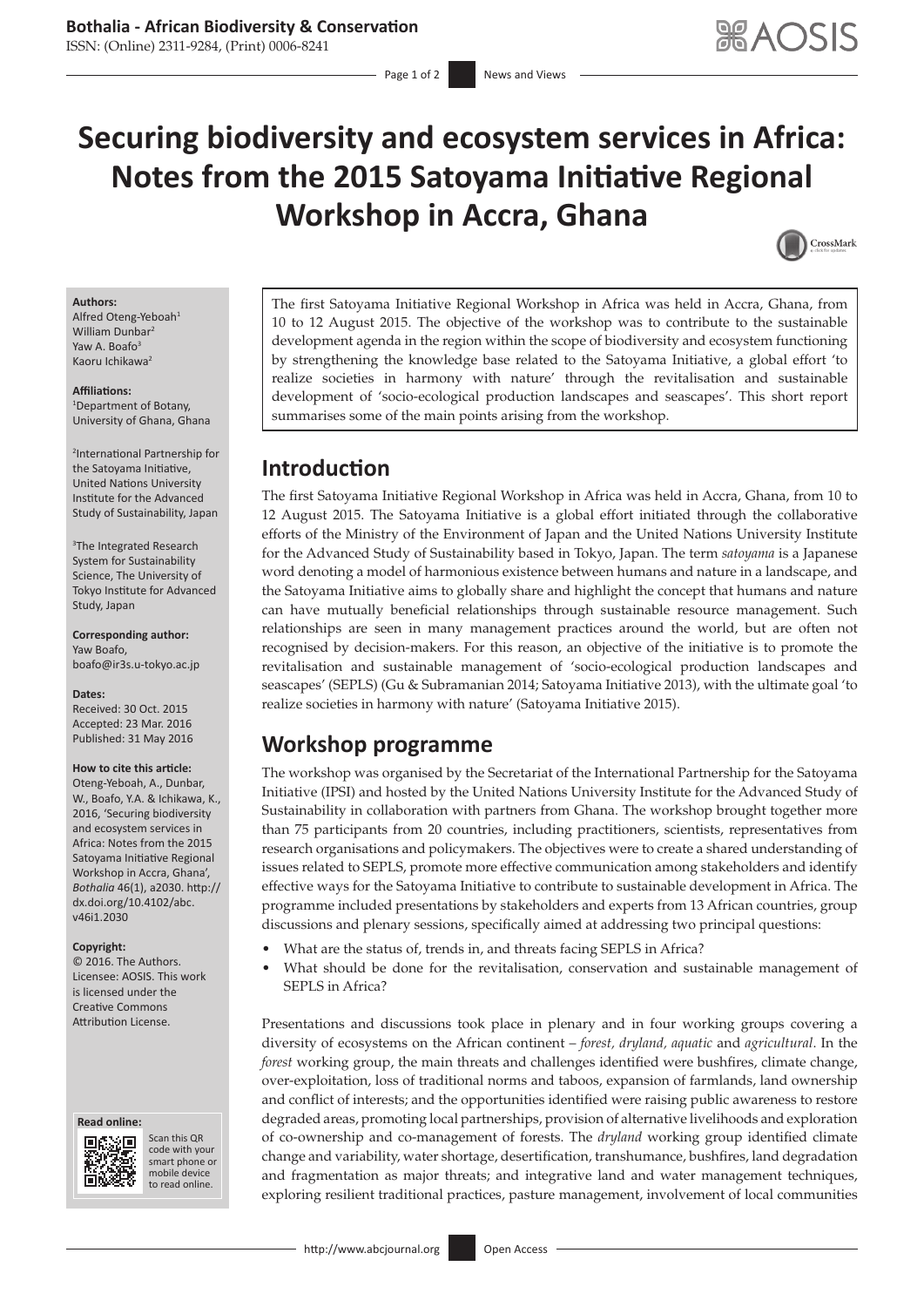# Securing biodiversity and ecosystem services in Africa: Notes from the 2015 Satoyama Initiative Regional Workshop in Accra, Ghana

**Authors:**
Alfred Oteng-Yeboah[1]
William Dunbar[2]
Yaw A. Boafo[3]
Kaoru Ichikawa[2]

**Affiliations:**
[1]Department of Botany, University of Ghana, Ghana

[2]International Partnership for the Satoyama Initiative, United Nations University Institute for the Advanced Study of Sustainability, Japan

[3]The Integrated Research System for Sustainability Science, The University of Tokyo Institute for Advanced Study, Japan

**Corresponding author:**
Yaw Boafo,
boafo@ir3s.u-tokyo.ac.jp

**Dates:**
Received: 30 Oct. 2015
Accepted: 23 Mar. 2016
Published: 31 May 2016

**How to cite this article:**
Oteng-Yeboah, A., Dunbar, W., Boafo, Y.A. & Ichikawa, K., 2016, 'Securing biodiversity and ecosystem services in Africa: Notes from the 2015 Satoyama Initiative Regional Workshop in Accra, Ghana', *Bothalia* 46(1), a2030. http://dx.doi.org/10.4102/abc.v46i1.2030

**Copyright:**
© 2016. The Authors. Licensee: AOSIS. This work is licensed under the Creative Commons Attribution License.

**Read online:**
Scan this QR code with your smart phone or mobile device to read online.

The first Satoyama Initiative Regional Workshop in Africa was held in Accra, Ghana, from 10 to 12 August 2015. The objective of the workshop was to contribute to the sustainable development agenda in the region within the scope of biodiversity and ecosystem functioning by strengthening the knowledge base related to the Satoyama Initiative, a global effort 'to realize societies in harmony with nature' through the revitalisation and sustainable development of 'socio-ecological production landscapes and seascapes'. This short report summarises some of the main points arising from the workshop.

## Introduction

The first Satoyama Initiative Regional Workshop in Africa was held in Accra, Ghana, from 10 to 12 August 2015. The Satoyama Initiative is a global effort initiated through the collaborative efforts of the Ministry of the Environment of Japan and the United Nations University Institute for the Advanced Study of Sustainability based in Tokyo, Japan. The term *satoyama* is a Japanese word denoting a model of harmonious existence between humans and nature in a landscape, and the Satoyama Initiative aims to globally share and highlight the concept that humans and nature can have mutually beneficial relationships through sustainable resource management. Such relationships are seen in many management practices around the world, but are often not recognised by decision-makers. For this reason, an objective of the initiative is to promote the revitalisation and sustainable management of 'socio-ecological production landscapes and seascapes' (SEPLS) (Gu & Subramanian 2014; Satoyama Initiative 2013), with the ultimate goal 'to realize societies in harmony with nature' (Satoyama Initiative 2015).

## Workshop programme

The workshop was organised by the Secretariat of the International Partnership for the Satoyama Initiative (IPSI) and hosted by the United Nations University Institute for the Advanced Study of Sustainability in collaboration with partners from Ghana. The workshop brought together more than 75 participants from 20 countries, including practitioners, scientists, representatives from research organisations and policymakers. The objectives were to create a shared understanding of issues related to SEPLS, promote more effective communication among stakeholders and identify effective ways for the Satoyama Initiative to contribute to sustainable development in Africa. The programme included presentations by stakeholders and experts from 13 African countries, group discussions and plenary sessions, specifically aimed at addressing two principal questions:

- What are the status of, trends in, and threats facing SEPLS in Africa?
- What should be done for the revitalisation, conservation and sustainable management of SEPLS in Africa?

Presentations and discussions took place in plenary and in four working groups covering a diversity of ecosystems on the African continent – *forest, dryland, aquatic* and *agricultural*. In the *forest* working group, the main threats and challenges identified were bushfires, climate change, over-exploitation, loss of traditional norms and taboos, expansion of farmlands, land ownership and conflict of interests; and the opportunities identified were raising public awareness to restore degraded areas, promoting local partnerships, provision of alternative livelihoods and exploration of co-ownership and co-management of forests. The *dryland* working group identified climate change and variability, water shortage, desertification, transhumance, bushfires, land degradation and fragmentation as major threats; and integrative land and water management techniques, exploring resilient traditional practices, pasture management, involvement of local communities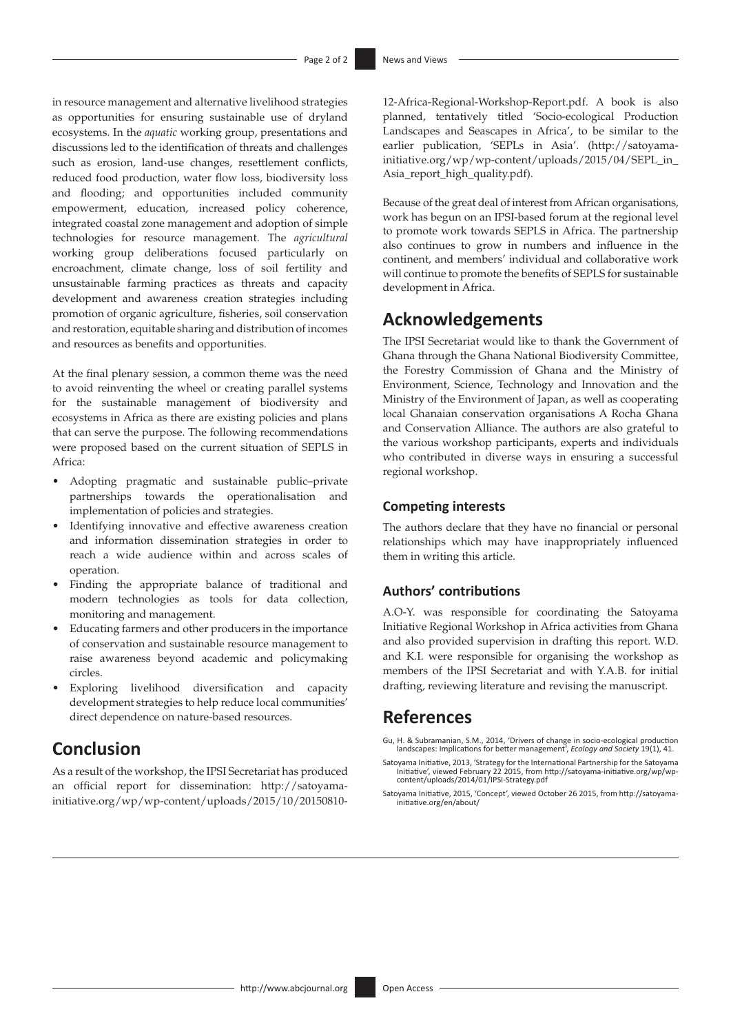in resource management and alternative livelihood strategies as opportunities for ensuring sustainable use of dryland ecosystems. In the *aquatic* working group, presentations and discussions led to the identification of threats and challenges such as erosion, land-use changes, resettlement conflicts, reduced food production, water flow loss, biodiversity loss and flooding; and opportunities included community empowerment, education, increased policy coherence, integrated coastal zone management and adoption of simple technologies for resource management. The *agricultural* working group deliberations focused particularly on encroachment, climate change, loss of soil fertility and unsustainable farming practices as threats and capacity development and awareness creation strategies including promotion of organic agriculture, fisheries, soil conservation and restoration, equitable sharing and distribution of incomes and resources as benefits and opportunities.

At the final plenary session, a common theme was the need to avoid reinventing the wheel or creating parallel systems for the sustainable management of biodiversity and ecosystems in Africa as there are existing policies and plans that can serve the purpose. The following recommendations were proposed based on the current situation of SEPLS in Africa:

- Adopting pragmatic and sustainable public–private partnerships towards the operationalisation and implementation of policies and strategies.
- Identifying innovative and effective awareness creation and information dissemination strategies in order to reach a wide audience within and across scales of operation.
- Finding the appropriate balance of traditional and modern technologies as tools for data collection, monitoring and management.
- Educating farmers and other producers in the importance of conservation and sustainable resource management to raise awareness beyond academic and policymaking circles.
- Exploring livelihood diversification and capacity development strategies to help reduce local communities' direct dependence on nature-based resources.

## Conclusion

As a result of the workshop, the IPSI Secretariat has produced an official report for dissemination: http://satoyama-initiative.org/wp/wp-content/uploads/2015/10/20150810-12-Africa-Regional-Workshop-Report.pdf. A book is also planned, tentatively titled 'Socio-ecological Production Landscapes and Seascapes in Africa', to be similar to the earlier publication, 'SEPLs in Asia'. (http://satoyama-initiative.org/wp/wp-content/uploads/2015/04/SEPL_in_Asia_report_high_quality.pdf).

Because of the great deal of interest from African organisations, work has begun on an IPSI-based forum at the regional level to promote work towards SEPLS in Africa. The partnership also continues to grow in numbers and influence in the continent, and members' individual and collaborative work will continue to promote the benefits of SEPLS for sustainable development in Africa.

## Acknowledgements

The IPSI Secretariat would like to thank the Government of Ghana through the Ghana National Biodiversity Committee, the Forestry Commission of Ghana and the Ministry of Environment, Science, Technology and Innovation and the Ministry of the Environment of Japan, as well as cooperating local Ghanaian conservation organisations A Rocha Ghana and Conservation Alliance. The authors are also grateful to the various workshop participants, experts and individuals who contributed in diverse ways in ensuring a successful regional workshop.

### Competing interests

The authors declare that they have no financial or personal relationships which may have inappropriately influenced them in writing this article.

### Authors' contributions

A.O-Y. was responsible for coordinating the Satoyama Initiative Regional Workshop in Africa activities from Ghana and also provided supervision in drafting this report. W.D. and K.I. were responsible for organising the workshop as members of the IPSI Secretariat and with Y.A.B. for initial drafting, reviewing literature and revising the manuscript.

## References

Gu, H. & Subramanian, S.M., 2014, 'Drivers of change in socio-ecological production landscapes: Implications for better management', *Ecology and Society* 19(1), 41.

Satoyama Initiative, 2013, 'Strategy for the International Partnership for the Satoyama Initiative', viewed February 22 2015, from http://satoyama-initiative.org/wp/wp-content/uploads/2014/01/IPSI-Strategy.pdf

Satoyama Initiative, 2015, 'Concept', viewed October 26 2015, from http://satoyama-initiative.org/en/about/